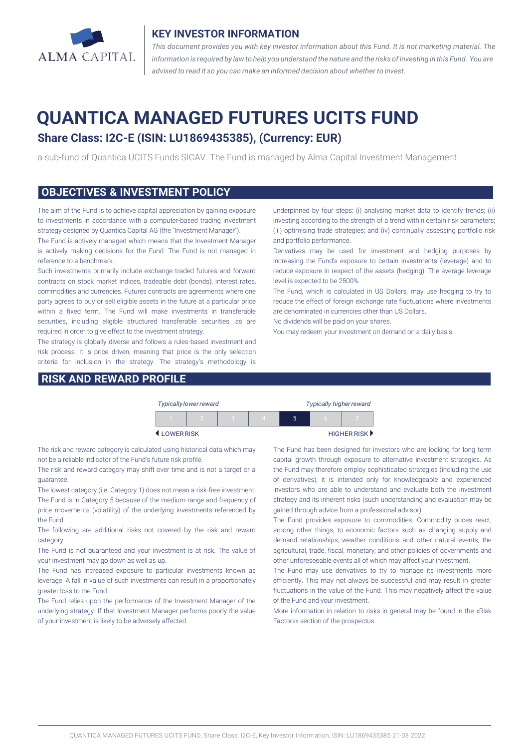ALMA CAPITAL

## KEY INVESTOR INFORMATION

*This document provides you with key investor information about this Fund. It is not marketing material. The information is required by law to help you understand the nature and the risks of investing in this Fund. You are advised to read it so you can make an informed decision about whether to invest.*

# QUANTICA MANAGED FUTURES UCITS FUND

### Share Class: I2C-E (ISIN: LU1869435385), (Currency: EUR)

a sub-fund of Quantica UCITS Funds SICAV. The Fund is managed by Alma Capital Investment Management.

## OBJECTIVES & INVESTMENT POLICY

The aim of the Fund is to achieve capital appreciation by gaining exposure to investments in accordance with a computer-based trading investment strategy designed by Quantica Capital AG (the "Investment Manager").

The Fund is actively managed which means that the Investment Manager is actively making decisions for the Fund. The Fund is not managed in reference to a benchmark.

Such investments primarily include exchange traded futures and forward contracts on stock market indices, tradeable debt (bonds), interest rates, commodities and currencies. Futures contracts are agreements where one party agrees to buy or sell eligible assets in the future at a particular price within a fixed term. The Fund will make investments in transferable securities, including eligible structured transferable securities, as are required in order to give effect to the investment strategy.

The strategy is globally diverse and follows a rules-based investment and risk process. It is price driven, meaning that price is the only selection criteria for inclusion in the strategy. The strategy's methodology is underpinned by four steps: (i) analysing market data to identify trends; (ii) investing according to the strength of a trend within certain risk parameters; (iii) optimising trade strategies; and (iv) continually assessing portfolio risk and portfolio performance.

Derivatives may be used for investment and hedging purposes by increasing the Fund's exposure to certain investments (leverage) and to reduce exposure in respect of the assets (hedging). The average leverage level is expected to be 2500%.

The Fund, which is calculated in US Dollars, may use hedging to try to reduce the effect of foreign exchange rate fluctuations where investments are denominated in currencies other than US Dollars.

No dividends will be paid on your shares.

You may redeem your investment on demand on a daily basis.

## RISK AND REWARD PROFILE

*Typically lower reward* — *Typically higher reward*

| 1 | 2 | 3 | 4 | **5** | 6 | 7 |
|---|---|---|---|---|---|---|

◀ LOWER RISK — HIGHER RISK ▶

The risk and reward category is calculated using historical data which may not be a reliable indicator of the Fund's future risk profile.

The risk and reward category may shift over time and is not a target or a guarantee.

The lowest category (i.e. Category 1) does not mean a risk-free investment.

The Fund is in Category 5 because of the medium range and frequency of price movements (volatility) of the underlying investments referenced by the Fund.

The following are additional risks not covered by the risk and reward category.

The Fund is not guaranteed and your investment is at risk. The value of your investment may go down as well as up.

The Fund has increased exposure to particular investments known as leverage. A fall in value of such investments can result in a proportionately greater loss to the Fund.

The Fund relies upon the performance of the Investment Manager of the underlying strategy. If that Investment Manager performs poorly the value of your investment is likely to be adversely affected.

The Fund has been designed for investors who are looking for long term capital growth through exposure to alternative investment strategies. As the Fund may therefore employ sophisticated strategies (including the use of derivatives), it is intended only for knowledgeable and experienced investors who are able to understand and evaluate both the investment strategy and its inherent risks (such understanding and evaluation may be gained through advice from a professional advisor).

The Fund provides exposure to commodities. Commodity prices react, among other things, to economic factors such as changing supply and demand relationships, weather conditions and other natural events, the agricultural, trade, fiscal, monetary, and other policies of governments and other unforeseeable events all of which may affect your investment.

The Fund may use derivatives to try to manage its investments more efficiently. This may not always be successful and may result in greater fluctuations in the value of the Fund. This may negatively affect the value of the Fund and your investment.

More information in relation to risks in general may be found in the «Risk Factors» section of the prospectus.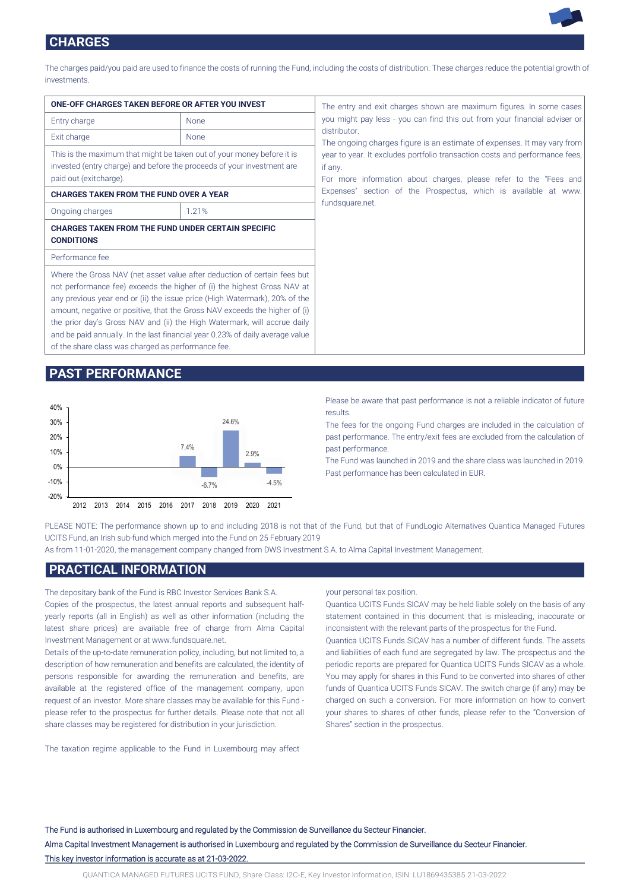## CHARGES

The charges paid/you paid are used to finance the costs of running the Fund, including the costs of distribution. These charges reduce the potential growth of investments.

| ONE-OFF CHARGES TAKEN BEFORE OR AFTER YOU INVEST | |
|---|---|
| Entry charge | None |
| Exit charge | None |
| This is the maximum that might be taken out of your money before it is invested (entry charge) and before the proceeds of your investment are paid out (exitcharge). | |
| **CHARGES TAKEN FROM THE FUND OVER A YEAR** | |
| Ongoing charges | 1.21% |
| **CHARGES TAKEN FROM THE FUND UNDER CERTAIN SPECIFIC CONDITIONS** | |
| Performance fee | |
| Where the Gross NAV (net asset value after deduction of certain fees but not performance fee) exceeds the higher of (i) the highest Gross NAV at any previous year end or (ii) the issue price (High Watermark), 20% of the amount, negative or positive, that the Gross NAV exceeds the higher of (i) the prior day's Gross NAV and (ii) the High Watermark, will accrue daily and be paid annually. In the last financial year 0.23% of daily average value of the share class was charged as performance fee. | |

The entry and exit charges shown are maximum figures. In some cases you might pay less - you can find this out from your financial adviser or distributor.

The ongoing charges figure is an estimate of expenses. It may vary from year to year. It excludes portfolio transaction costs and performance fees, if any.

For more information about charges, please refer to the "Fees and Expenses" section of the Prospectus, which is available at www. fundsquare.net.

## PAST PERFORMANCE

40%
30%
20%
10%
0%
-10%
-20%

7.4%
-6.7%
24.6%
2.9%
-4.5%

2012 2013 2014 2015 2016 2017 2018 2019 2020 2021

Please be aware that past performance is not a reliable indicator of future results.

The fees for the ongoing Fund charges are included in the calculation of past performance. The entry/exit fees are excluded from the calculation of past performance.

The Fund was launched in 2019 and the share class was launched in 2019.

Past performance has been calculated in EUR.

PLEASE NOTE: The performance shown up to and including 2018 is not that of the Fund, but that of FundLogic Alternatives Quantica Managed Futures UCITS Fund, an Irish sub-fund which merged into the Fund on 25 February 2019

As from 11-01-2020, the management company changed from DWS Investment S.A. to Alma Capital Investment Management.

## PRACTICAL INFORMATION

The depositary bank of the Fund is RBC Investor Services Bank S.A.

Copies of the prospectus, the latest annual reports and subsequent half-yearly reports (all in English) as well as other information (including the latest share prices) are available free of charge from Alma Capital Investment Management or at www.fundsquare.net.

Details of the up-to-date remuneration policy, including, but not limited to, a description of how remuneration and benefits are calculated, the identity of persons responsible for awarding the remuneration and benefits, are available at the registered office of the management company, upon request of an investor. More share classes may be available for this Fund - please refer to the prospectus for further details. Please note that not all share classes may be registered for distribution in your jurisdiction.

The taxation regime applicable to the Fund in Luxembourg may affect your personal tax position.

Quantica UCITS Funds SICAV may be held liable solely on the basis of any statement contained in this document that is misleading, inaccurate or inconsistent with the relevant parts of the prospectus for the Fund.

Quantica UCITS Funds SICAV has a number of different funds. The assets and liabilities of each fund are segregated by law. The prospectus and the periodic reports are prepared for Quantica UCITS Funds SICAV as a whole. You may apply for shares in this Fund to be converted into shares of other funds of Quantica UCITS Funds SICAV. The switch charge (if any) may be charged on such a conversion. For more information on how to convert your shares to shares of other funds, please refer to the "Conversion of Shares" section in the prospectus.

The Fund is authorised in Luxembourg and regulated by the Commission de Surveillance du Secteur Financier.

Alma Capital Investment Management is authorised in Luxembourg and regulated by the Commission de Surveillance du Secteur Financier.

This key investor information is accurate as at 21-03-2022.